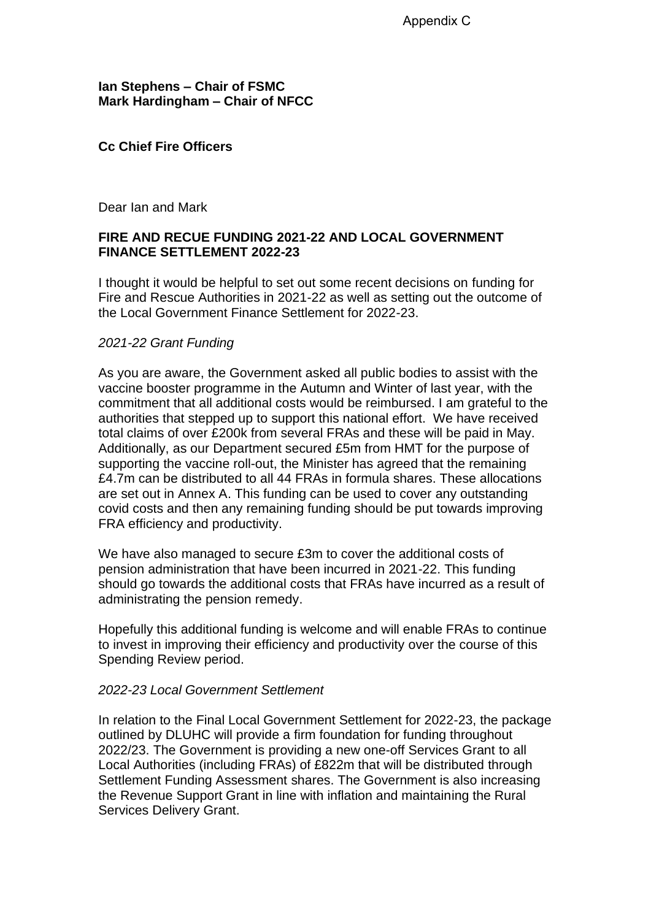Appendix C

**Ian Stephens – Chair of FSMC**
**Mark Hardingham – Chair of NFCC**

**Cc Chief Fire Officers**

Dear Ian and Mark

**FIRE AND RECUE FUNDING 2021-22 AND LOCAL GOVERNMENT FINANCE SETTLEMENT 2022-23**

I thought it would be helpful to set out some recent decisions on funding for Fire and Rescue Authorities in 2021-22 as well as setting out the outcome of the Local Government Finance Settlement for 2022-23.

*2021-22 Grant Funding*

As you are aware, the Government asked all public bodies to assist with the vaccine booster programme in the Autumn and Winter of last year, with the commitment that all additional costs would be reimbursed. I am grateful to the authorities that stepped up to support this national effort. We have received total claims of over £200k from several FRAs and these will be paid in May. Additionally, as our Department secured £5m from HMT for the purpose of supporting the vaccine roll-out, the Minister has agreed that the remaining £4.7m can be distributed to all 44 FRAs in formula shares. These allocations are set out in Annex A. This funding can be used to cover any outstanding covid costs and then any remaining funding should be put towards improving FRA efficiency and productivity.

We have also managed to secure £3m to cover the additional costs of pension administration that have been incurred in 2021-22. This funding should go towards the additional costs that FRAs have incurred as a result of administrating the pension remedy.

Hopefully this additional funding is welcome and will enable FRAs to continue to invest in improving their efficiency and productivity over the course of this Spending Review period.

*2022-23 Local Government Settlement*

In relation to the Final Local Government Settlement for 2022-23, the package outlined by DLUHC will provide a firm foundation for funding throughout 2022/23. The Government is providing a new one-off Services Grant to all Local Authorities (including FRAs) of £822m that will be distributed through Settlement Funding Assessment shares. The Government is also increasing the Revenue Support Grant in line with inflation and maintaining the Rural Services Delivery Grant.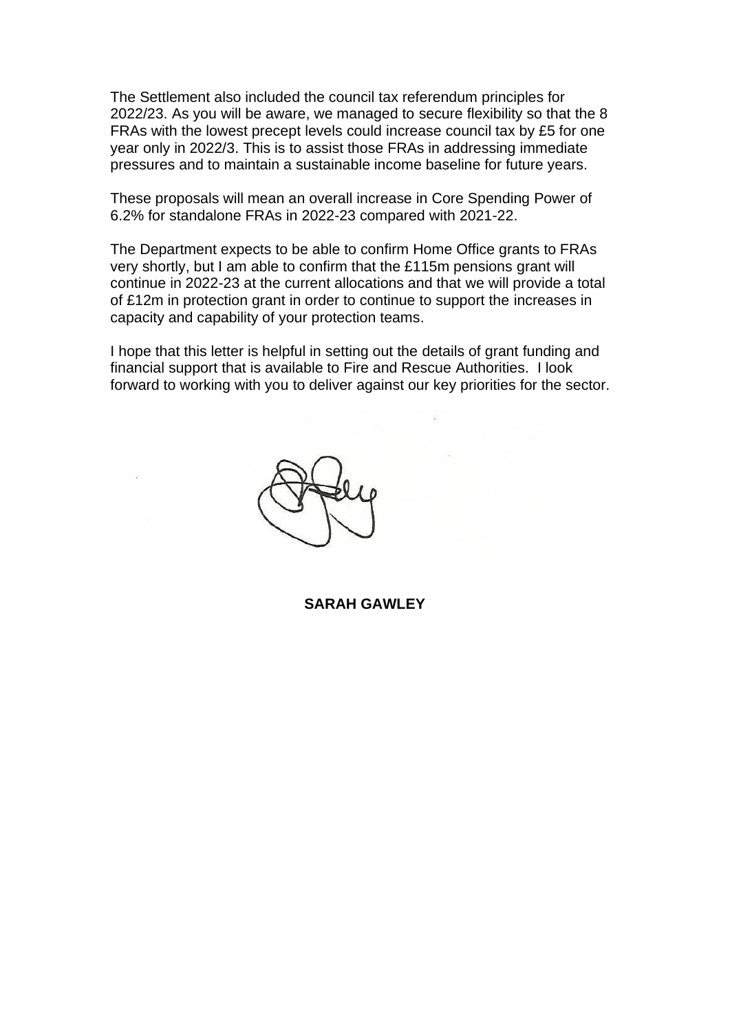The Settlement also included the council tax referendum principles for 2022/23. As you will be aware, we managed to secure flexibility so that the 8 FRAs with the lowest precept levels could increase council tax by £5 for one year only in 2022/3. This is to assist those FRAs in addressing immediate pressures and to maintain a sustainable income baseline for future years.

These proposals will mean an overall increase in Core Spending Power of 6.2% for standalone FRAs in 2022-23 compared with 2021-22.

The Department expects to be able to confirm Home Office grants to FRAs very shortly, but I am able to confirm that the £115m pensions grant will continue in 2022-23 at the current allocations and that we will provide a total of £12m in protection grant in order to continue to support the increases in capacity and capability of your protection teams.

I hope that this letter is helpful in setting out the details of grant funding and financial support that is available to Fire and Rescue Authorities. I look forward to working with you to deliver against our key priorities for the sector.

**SARAH GAWLEY**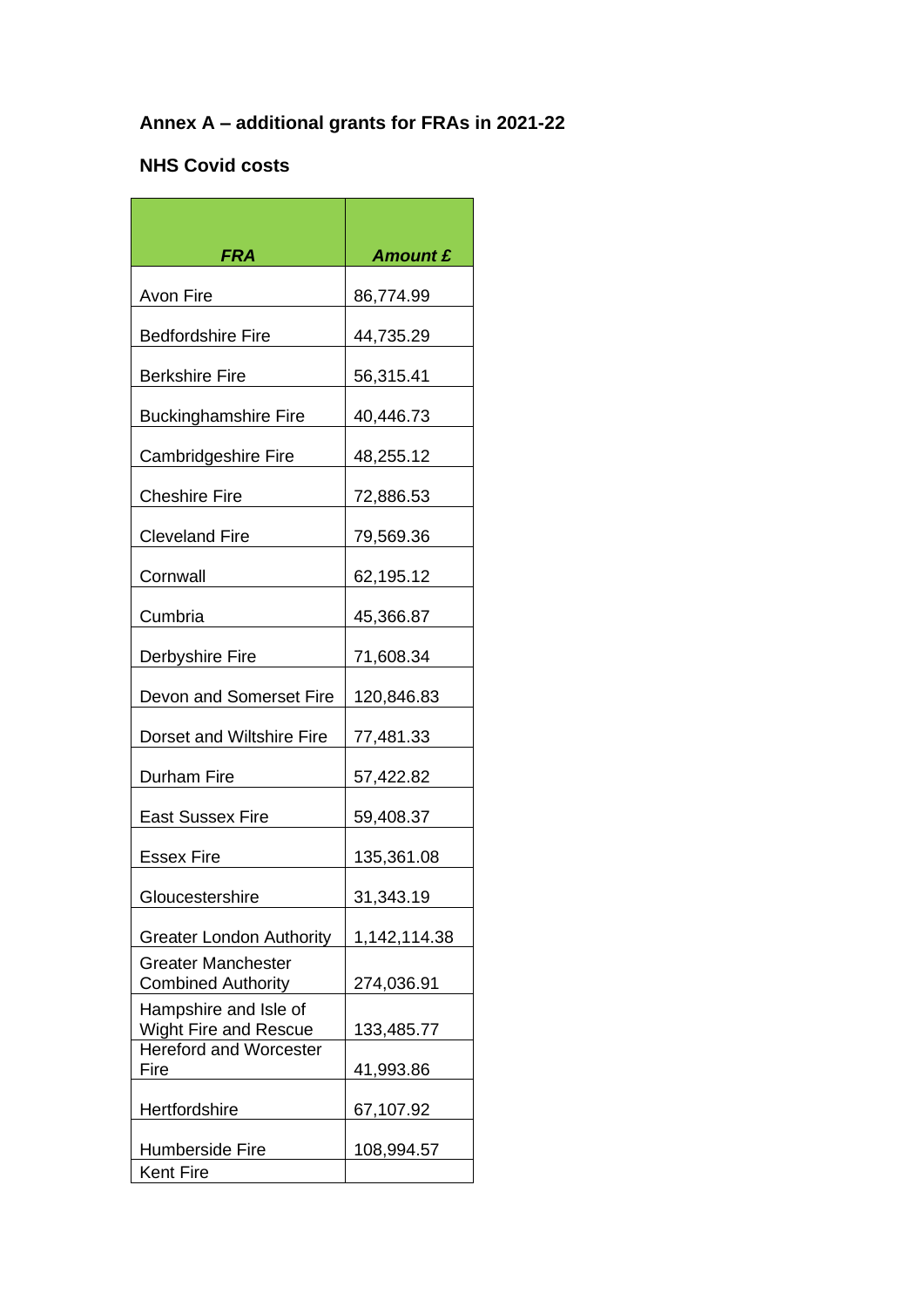**Annex A – additional grants for FRAs in 2021-22**

**NHS Covid costs**

| ***FRA*** | ***Amount £*** |
|---|---|
| Avon Fire | 86,774.99 |
| Bedfordshire Fire | 44,735.29 |
| Berkshire Fire | 56,315.41 |
| Buckinghamshire Fire | 40,446.73 |
| Cambridgeshire Fire | 48,255.12 |
| Cheshire Fire | 72,886.53 |
| Cleveland Fire | 79,569.36 |
| Cornwall | 62,195.12 |
| Cumbria | 45,366.87 |
| Derbyshire Fire | 71,608.34 |
| Devon and Somerset Fire | 120,846.83 |
| Dorset and Wiltshire Fire | 77,481.33 |
| Durham Fire | 57,422.82 |
| East Sussex Fire | 59,408.37 |
| Essex Fire | 135,361.08 |
| Gloucestershire | 31,343.19 |
| Greater London Authority | 1,142,114.38 |
| Greater Manchester Combined Authority | 274,036.91 |
| Hampshire and Isle of Wight Fire and Rescue | 133,485.77 |
| Hereford and Worcester Fire | 41,993.86 |
| Hertfordshire | 67,107.92 |
| Humberside Fire | 108,994.57 |
| Kent Fire | |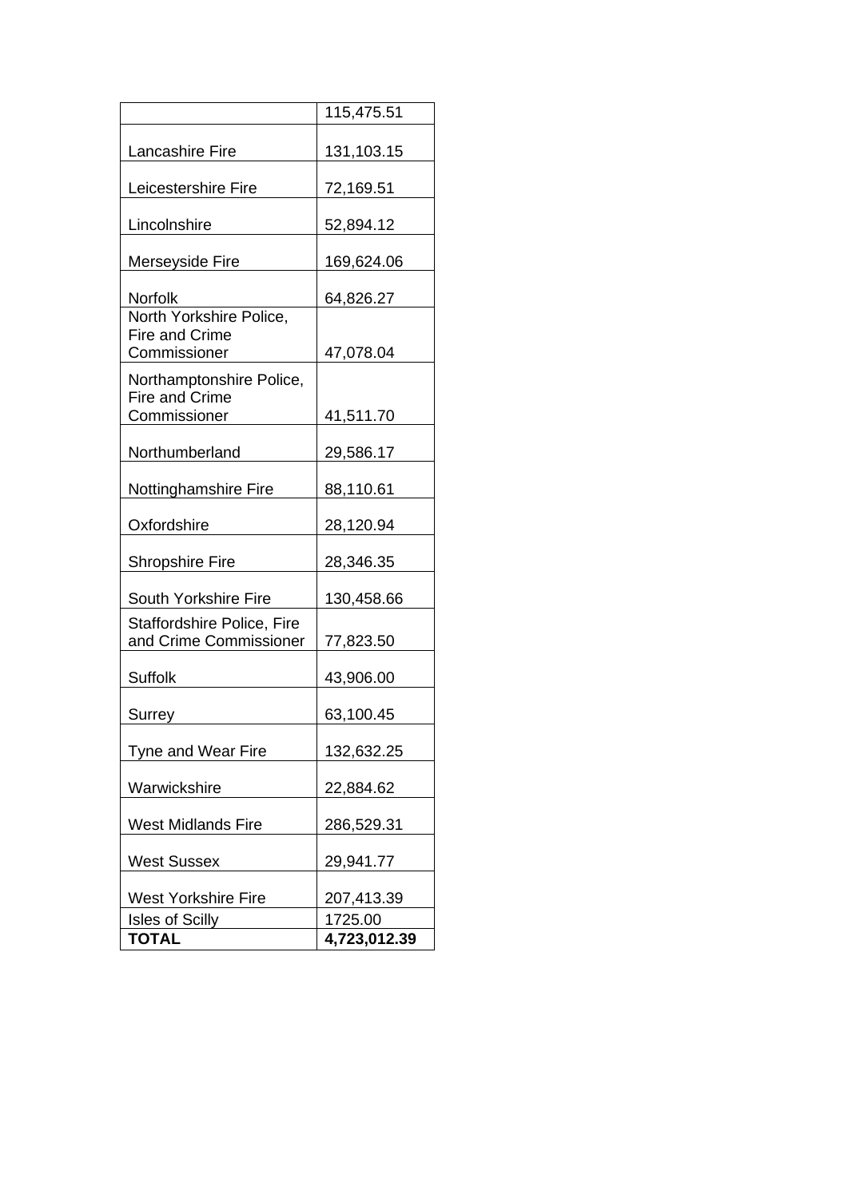| | |
|---|---|
| | 115,475.51 |
| Lancashire Fire | 131,103.15 |
| Leicestershire Fire | 72,169.51 |
| Lincolnshire | 52,894.12 |
| Merseyside Fire | 169,624.06 |
| Norfolk | 64,826.27 |
| North Yorkshire Police, Fire and Crime Commissioner | 47,078.04 |
| Northamptonshire Police, Fire and Crime Commissioner | 41,511.70 |
| Northumberland | 29,586.17 |
| Nottinghamshire Fire | 88,110.61 |
| Oxfordshire | 28,120.94 |
| Shropshire Fire | 28,346.35 |
| South Yorkshire Fire | 130,458.66 |
| Staffordshire Police, Fire and Crime Commissioner | 77,823.50 |
| Suffolk | 43,906.00 |
| Surrey | 63,100.45 |
| Tyne and Wear Fire | 132,632.25 |
| Warwickshire | 22,884.62 |
| West Midlands Fire | 286,529.31 |
| West Sussex | 29,941.77 |
| West Yorkshire Fire | 207,413.39 |
| Isles of Scilly | 1725.00 |
| **TOTAL** | **4,723,012.39** |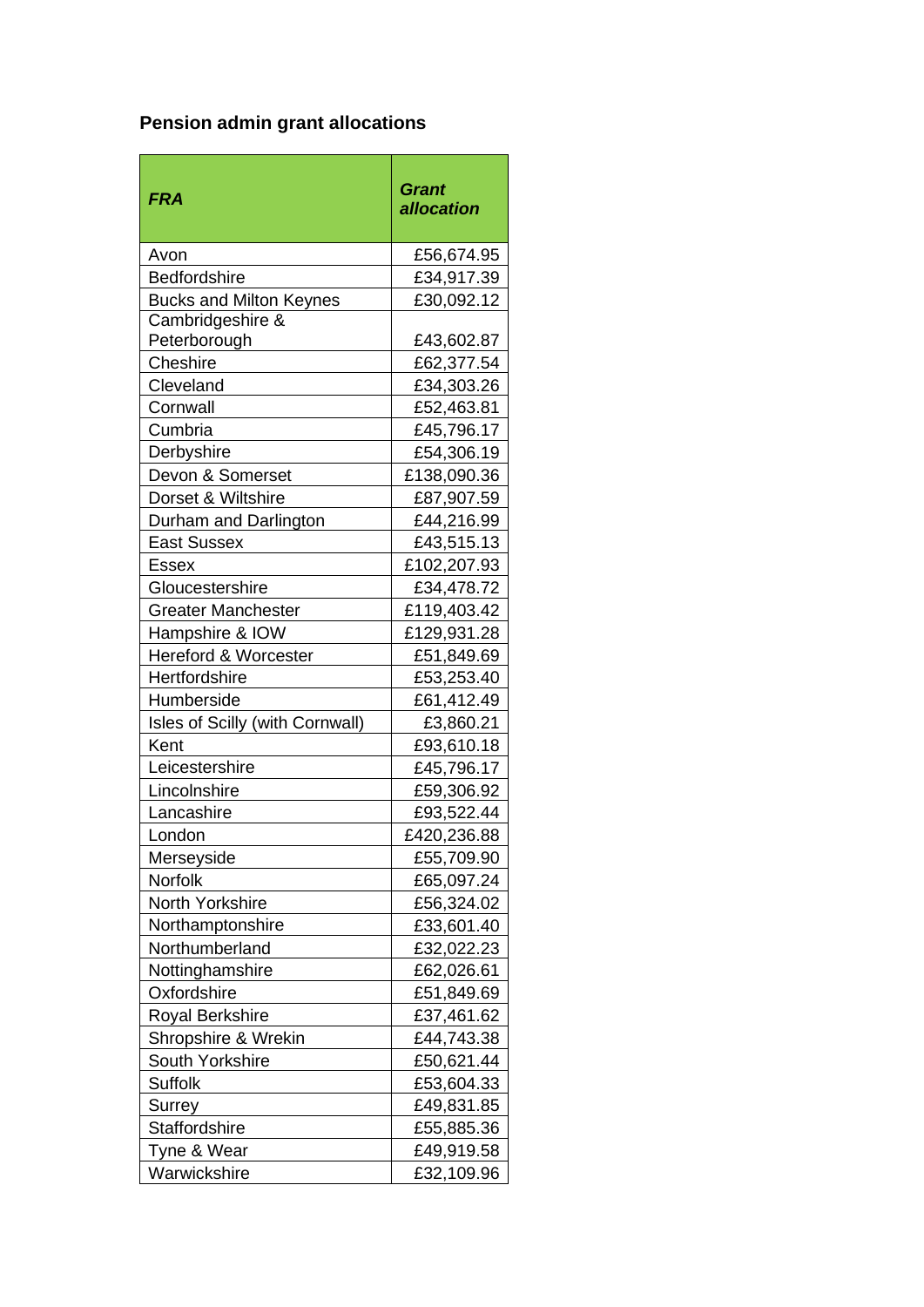### Pension admin grant allocations

| *FRA* | *Grant allocation* |
|---|---|
| Avon | £56,674.95 |
| Bedfordshire | £34,917.39 |
| Bucks and Milton Keynes | £30,092.12 |
| Cambridgeshire & Peterborough | £43,602.87 |
| Cheshire | £62,377.54 |
| Cleveland | £34,303.26 |
| Cornwall | £52,463.81 |
| Cumbria | £45,796.17 |
| Derbyshire | £54,306.19 |
| Devon & Somerset | £138,090.36 |
| Dorset & Wiltshire | £87,907.59 |
| Durham and Darlington | £44,216.99 |
| East Sussex | £43,515.13 |
| Essex | £102,207.93 |
| Gloucestershire | £34,478.72 |
| Greater Manchester | £119,403.42 |
| Hampshire & IOW | £129,931.28 |
| Hereford & Worcester | £51,849.69 |
| Hertfordshire | £53,253.40 |
| Humberside | £61,412.49 |
| Isles of Scilly (with Cornwall) | £3,860.21 |
| Kent | £93,610.18 |
| Leicestershire | £45,796.17 |
| Lincolnshire | £59,306.92 |
| Lancashire | £93,522.44 |
| London | £420,236.88 |
| Merseyside | £55,709.90 |
| Norfolk | £65,097.24 |
| North Yorkshire | £56,324.02 |
| Northamptonshire | £33,601.40 |
| Northumberland | £32,022.23 |
| Nottinghamshire | £62,026.61 |
| Oxfordshire | £51,849.69 |
| Royal Berkshire | £37,461.62 |
| Shropshire & Wrekin | £44,743.38 |
| South Yorkshire | £50,621.44 |
| Suffolk | £53,604.33 |
| Surrey | £49,831.85 |
| Staffordshire | £55,885.36 |
| Tyne & Wear | £49,919.58 |
| Warwickshire | £32,109.96 |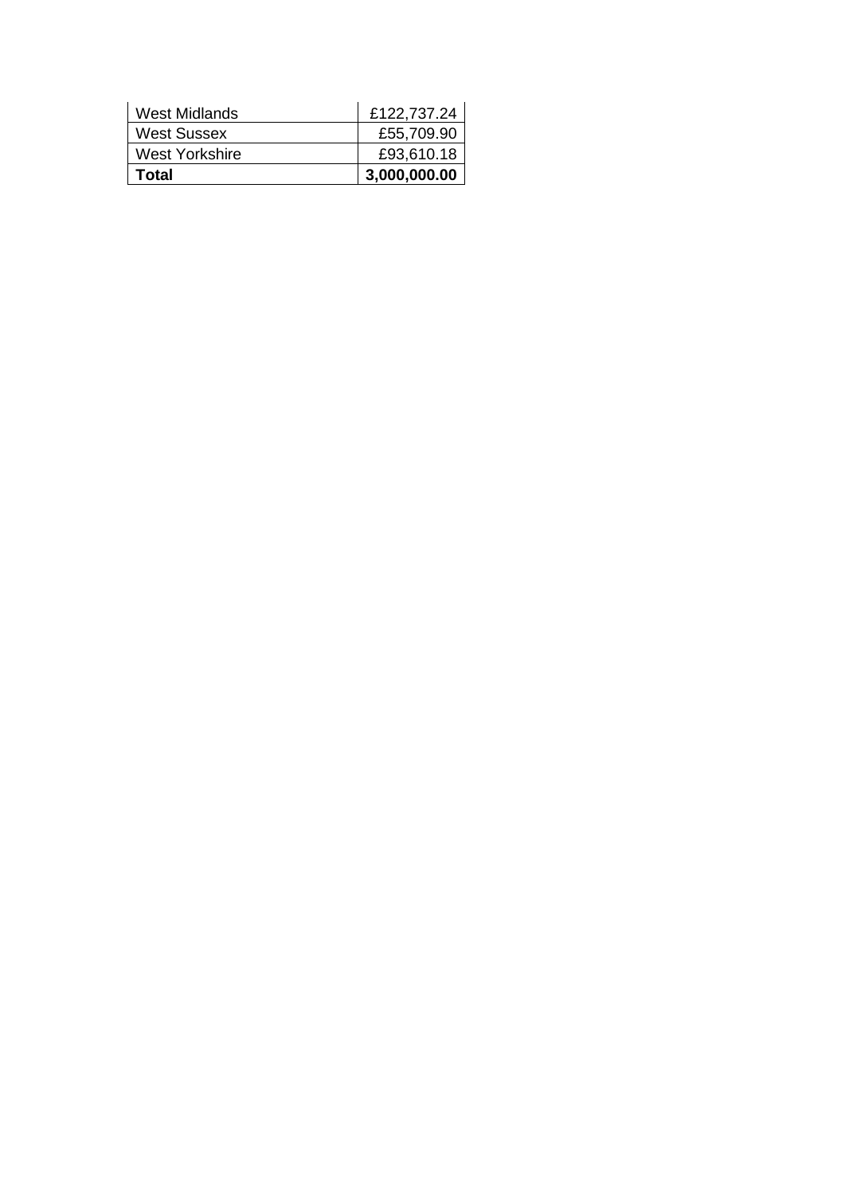| | |
|---|---|
| West Midlands | £122,737.24 |
| West Sussex | £55,709.90 |
| West Yorkshire | £93,610.18 |
| **Total** | **3,000,000.00** |